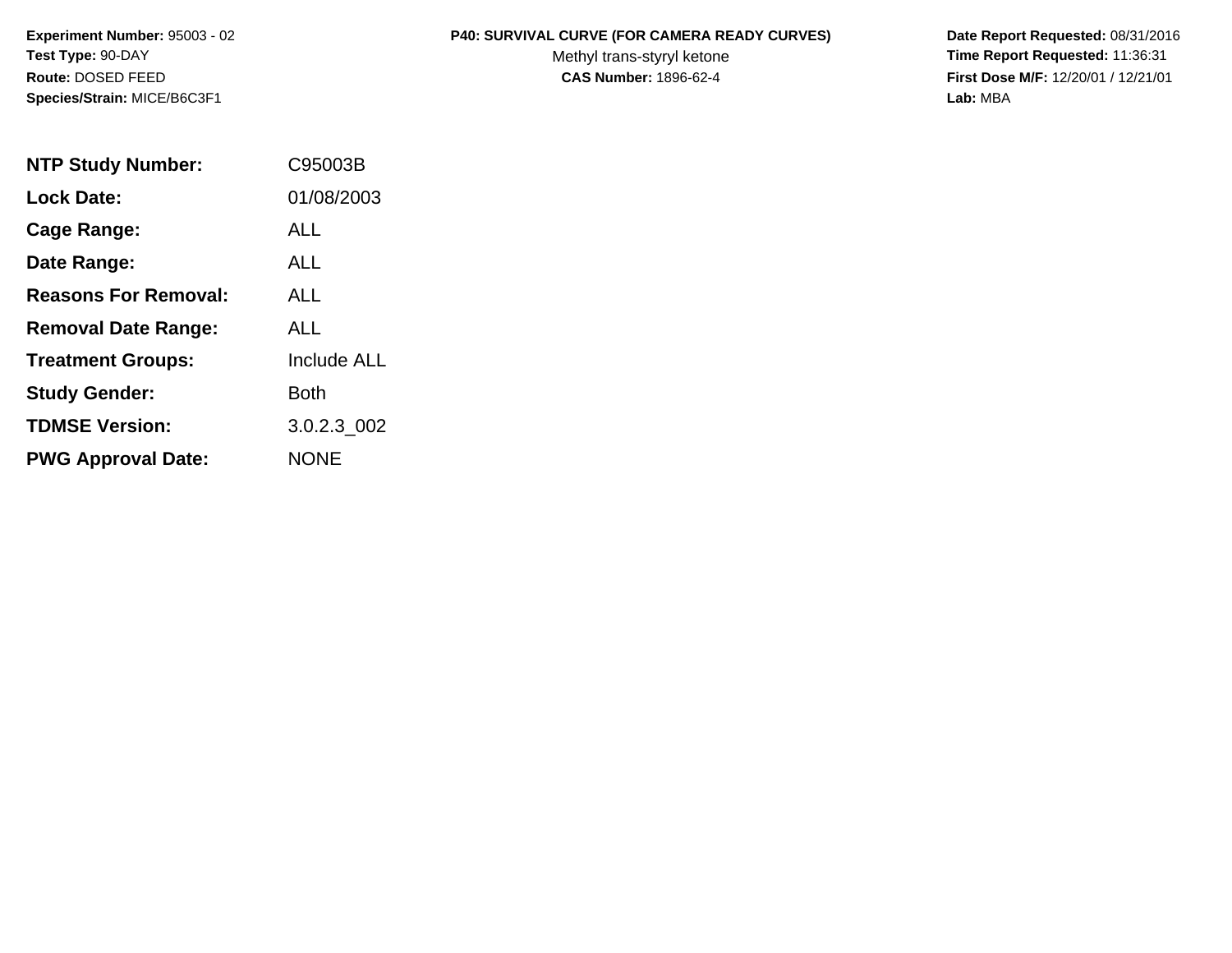**Experiment Number:** 95003 - 02
**Test Type:** 90-DAY
**Route:** DOSED FEED
**Species/Strain:** MICE/B6C3F1

**P40: SURVIVAL CURVE (FOR CAMERA READY CURVES)**
Methyl trans-styryl ketone
**CAS Number:** 1896-62-4

**Date Report Requested:** 08/31/2016
**Time Report Requested:** 11:36:31
**First Dose M/F:** 12/20/01 / 12/21/01
**Lab:** MBA

| | |
|---|---|
| **NTP Study Number:** | C95003B |
| **Lock Date:** | 01/08/2003 |
| **Cage Range:** | ALL |
| **Date Range:** | ALL |
| **Reasons For Removal:** | ALL |
| **Removal Date Range:** | ALL |
| **Treatment Groups:** | Include ALL |
| **Study Gender:** | Both |
| **TDMSE Version:** | 3.0.2.3_002 |
| **PWG Approval Date:** | NONE |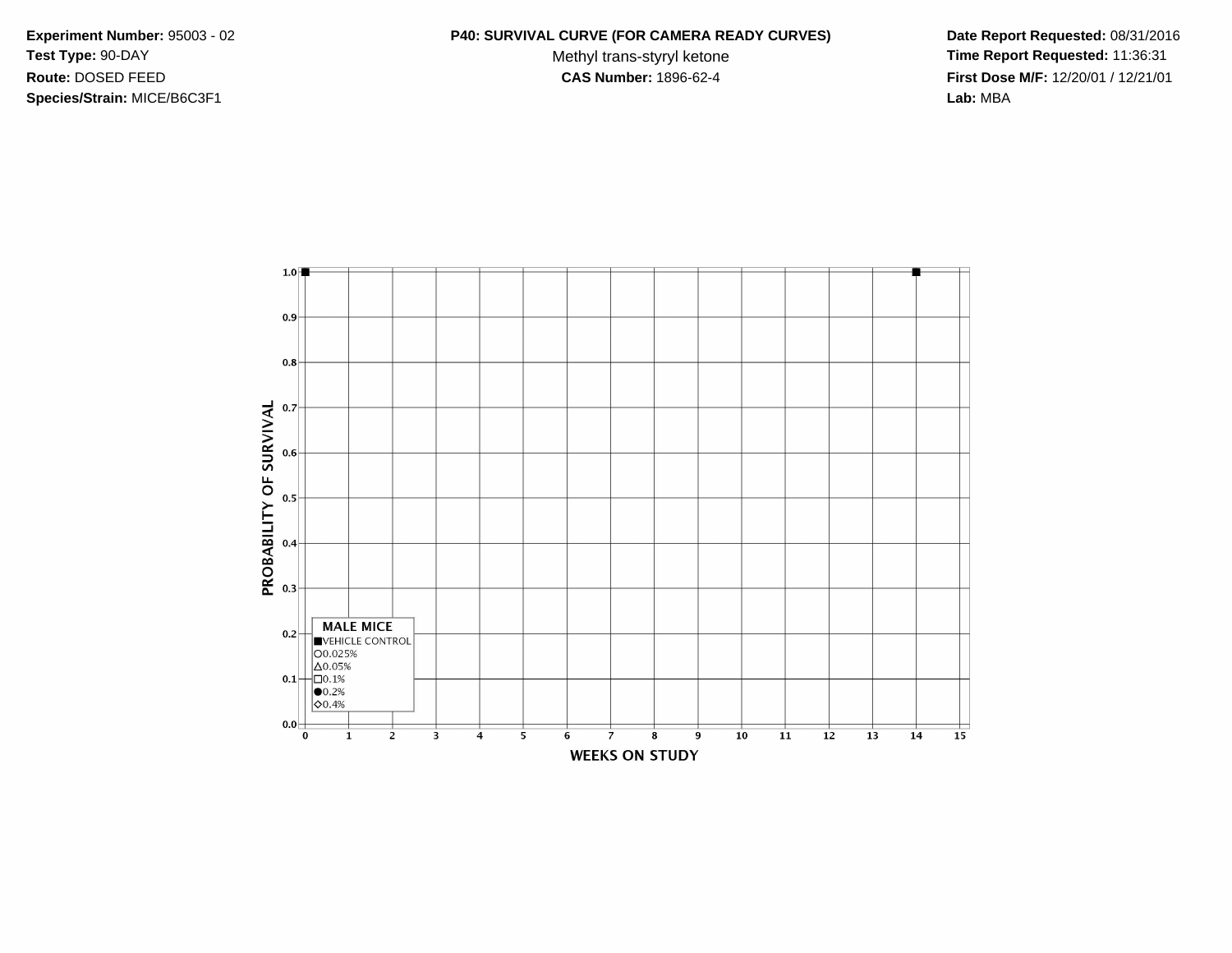**Experiment Number:** 95003 - 02
**Test Type:** 90-DAY
**Route:** DOSED FEED
**Species/Strain:** MICE/B6C3F1

**P40: SURVIVAL CURVE (FOR CAMERA READY CURVES)**
Methyl trans-styryl ketone
**CAS Number:** 1896-62-4

**Date Report Requested:** 08/31/2016
**Time Report Requested:** 11:36:31
**First Dose M/F:** 12/20/01 / 12/21/01
**Lab:** MBA

PROBABILITY OF SURVIVAL

1.0
0.9
0.8
0.7
0.6
0.5
0.4
0.3
0.2
0.1
0.0

0 1 2 3 4 5 6 7 8 9 10 11 12 13 14 15

WEEKS ON STUDY

**MALE MICE**
■VEHICLE CONTROL
○0.025%
△0.05%
□0.1%
●0.2%
◇0.4%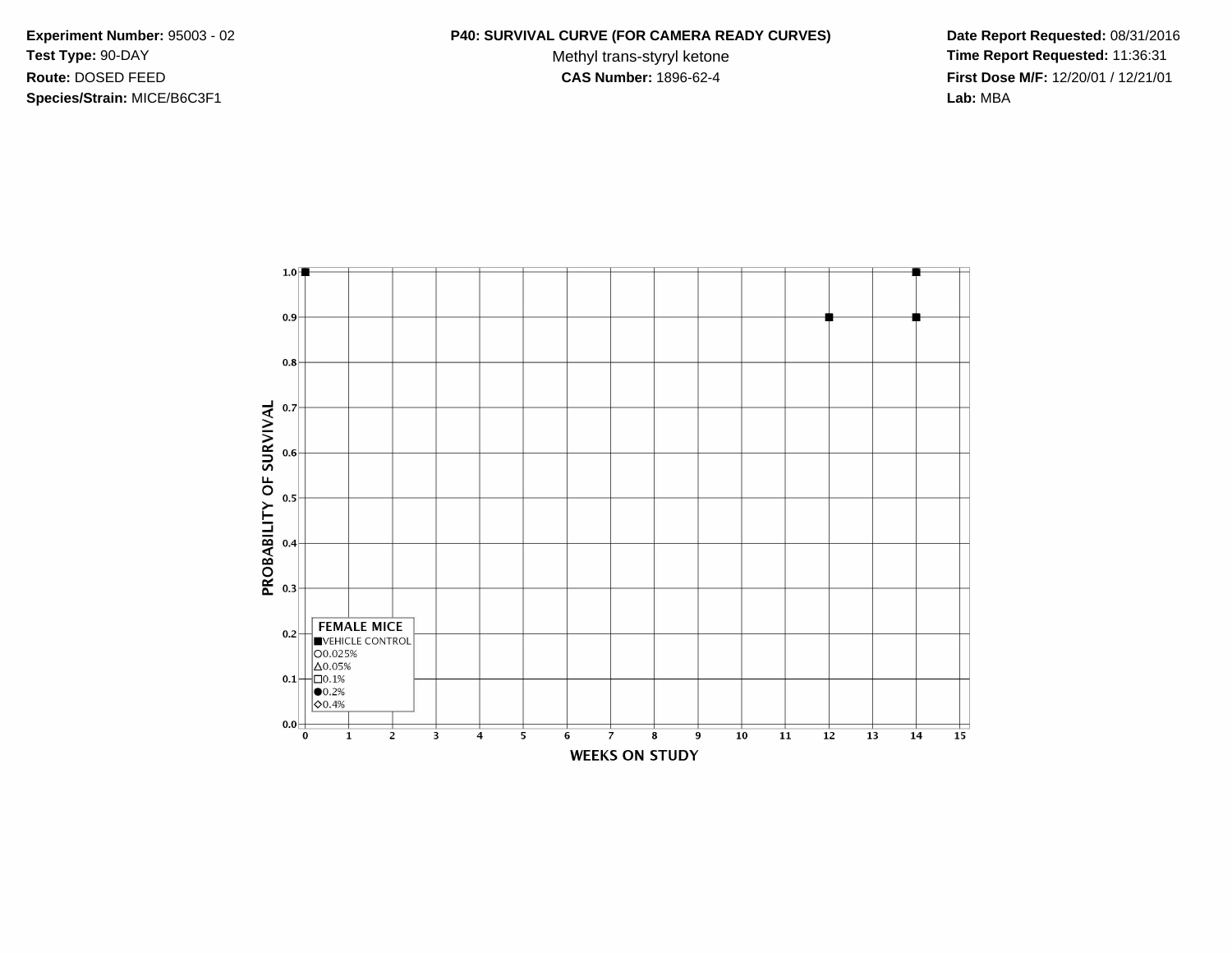**Experiment Number:** 95003 - 02
**Test Type:** 90-DAY
**Route:** DOSED FEED
**Species/Strain:** MICE/B6C3F1

**P40: SURVIVAL CURVE (FOR CAMERA READY CURVES)**
Methyl trans-styryl ketone
**CAS Number:** 1896-62-4

**Date Report Requested:** 08/31/2016
**Time Report Requested:** 11:36:31
**First Dose M/F:** 12/20/01 / 12/21/01
**Lab:** MBA

PROBABILITY OF SURVIVAL

1.0
0.9
0.8
0.7
0.6
0.5
0.4
0.3
0.2
0.1
0.0

WEEKS ON STUDY

0 1 2 3 4 5 6 7 8 9 10 11 12 13 14 15

FEMALE MICE
■VEHICLE CONTROL
○0.025%
△0.05%
□0.1%
●0.2%
◇0.4%